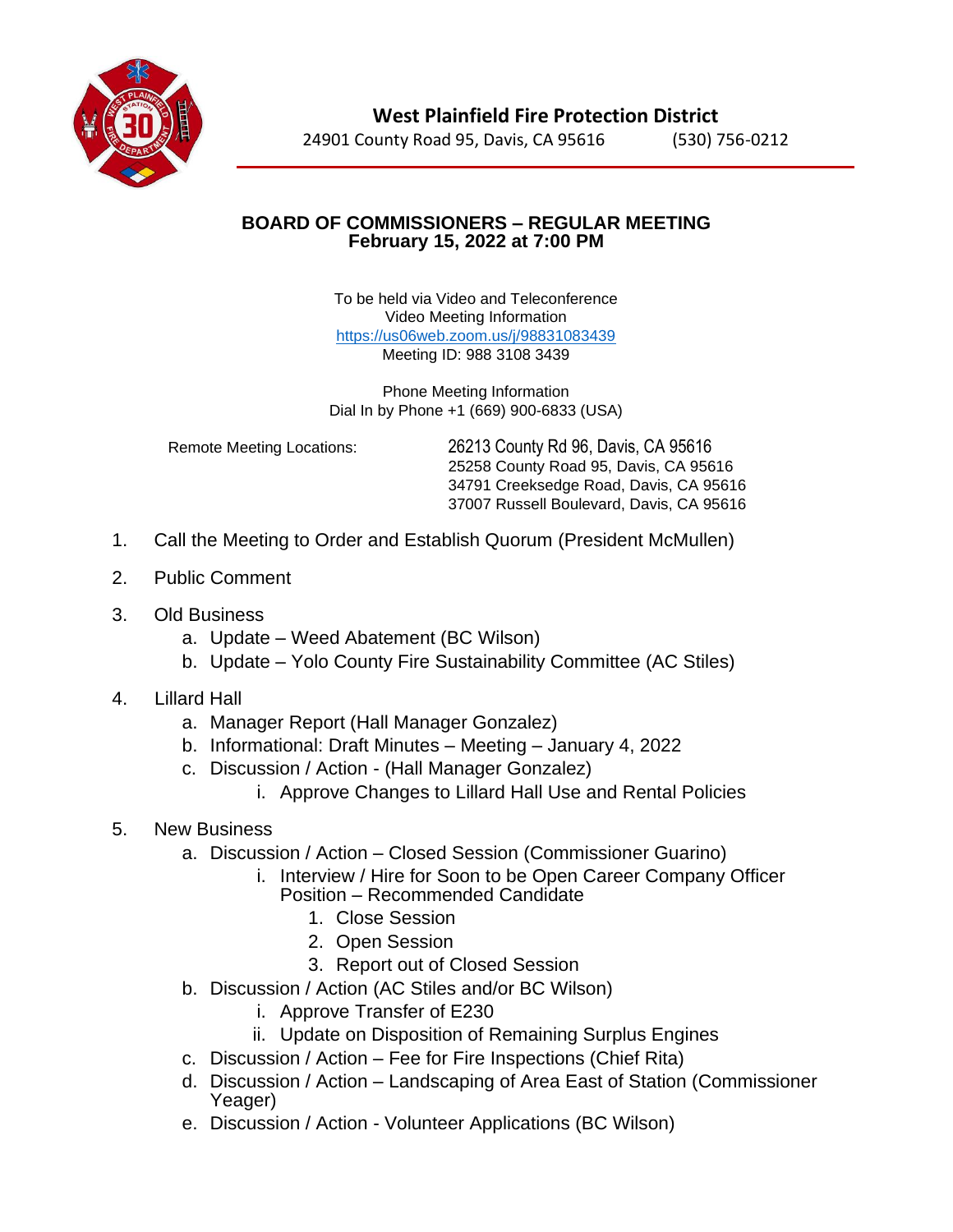# West Plainfield Fire Protection District

24901 County Road 95, Davis, CA 95616 (530) 756-0212

## BOARD OF COMMISSIONERS – REGULAR MEETING
## February 15, 2022 at 7:00 PM

To be held via Video and Teleconference
Video Meeting Information
https://us06web.zoom.us/j/98831083439
Meeting ID: 988 3108 3439

Phone Meeting Information
Dial In by Phone +1 (669) 900-6833 (USA)

Remote Meeting Locations:
26213 County Rd 96, Davis, CA 95616
25258 County Road 95, Davis, CA 95616
34791 Creeksedge Road, Davis, CA 95616
37007 Russell Boulevard, Davis, CA 95616

1. Call the Meeting to Order and Establish Quorum (President McMullen)
2. Public Comment
3. Old Business
   a. Update – Weed Abatement (BC Wilson)
   b. Update – Yolo County Fire Sustainability Committee (AC Stiles)
4. Lillard Hall
   a. Manager Report (Hall Manager Gonzalez)
   b. Informational: Draft Minutes – Meeting – January 4, 2022
   c. Discussion / Action - (Hall Manager Gonzalez)
      i. Approve Changes to Lillard Hall Use and Rental Policies
5. New Business
   a. Discussion / Action – Closed Session (Commissioner Guarino)
      i. Interview / Hire for Soon to be Open Career Company Officer Position – Recommended Candidate
         1. Close Session
         2. Open Session
         3. Report out of Closed Session
   b. Discussion / Action (AC Stiles and/or BC Wilson)
      i. Approve Transfer of E230
      ii. Update on Disposition of Remaining Surplus Engines
   c. Discussion / Action – Fee for Fire Inspections (Chief Rita)
   d. Discussion / Action – Landscaping of Area East of Station (Commissioner Yeager)
   e. Discussion / Action - Volunteer Applications (BC Wilson)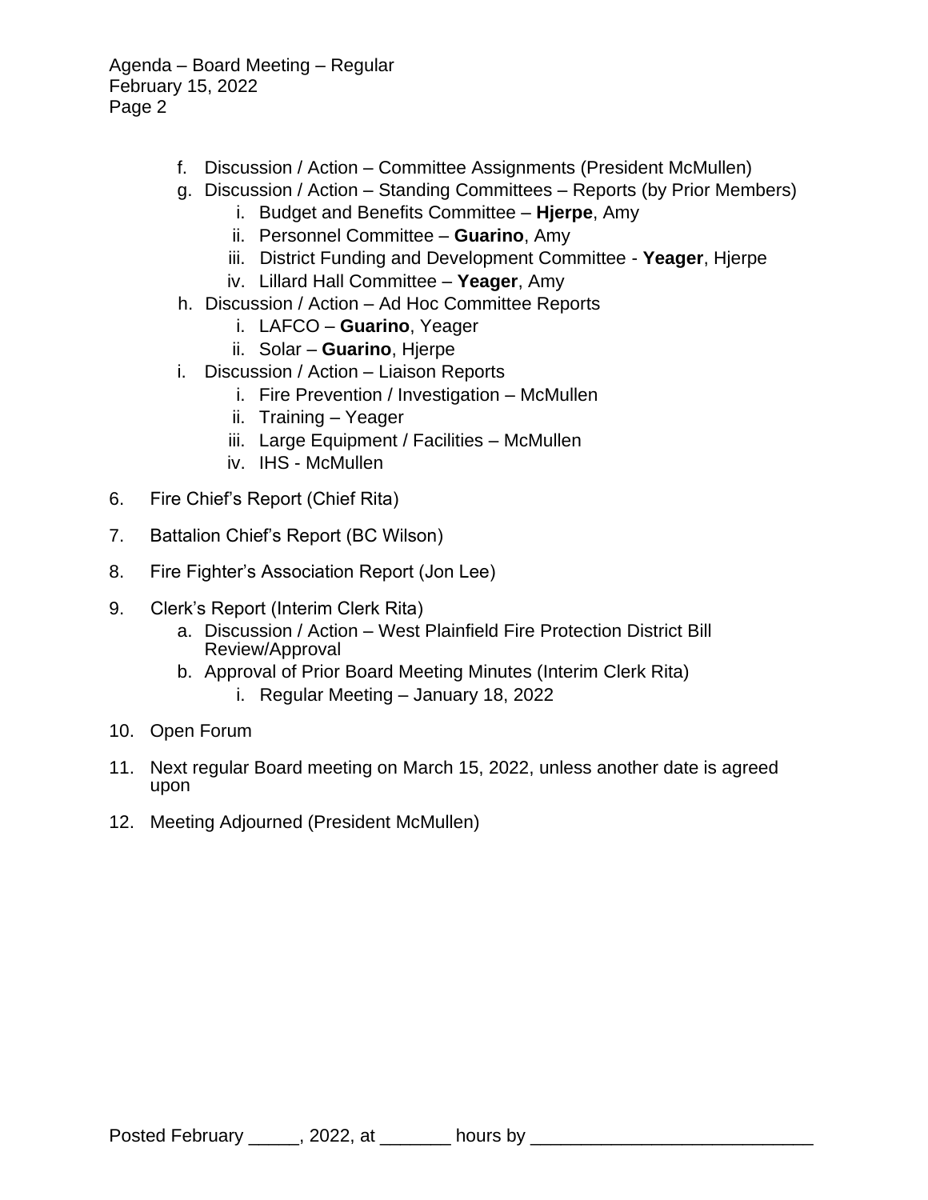f. Discussion / Action – Committee Assignments (President McMullen)
g. Discussion / Action – Standing Committees – Reports (by Prior Members)
   i. Budget and Benefits Committee – **Hjerpe**, Amy
   ii. Personnel Committee – **Guarino**, Amy
   iii. District Funding and Development Committee - **Yeager**, Hjerpe
   iv. Lillard Hall Committee – **Yeager**, Amy
h. Discussion / Action – Ad Hoc Committee Reports
   i. LAFCO – **Guarino**, Yeager
   ii. Solar – **Guarino**, Hjerpe
i. Discussion / Action – Liaison Reports
   i. Fire Prevention / Investigation – McMullen
   ii. Training – Yeager
   iii. Large Equipment / Facilities – McMullen
   iv. IHS - McMullen

6. Fire Chief's Report (Chief Rita)

7. Battalion Chief's Report (BC Wilson)

8. Fire Fighter's Association Report (Jon Lee)

9. Clerk's Report (Interim Clerk Rita)
   a. Discussion / Action – West Plainfield Fire Protection District Bill Review/Approval
   b. Approval of Prior Board Meeting Minutes (Interim Clerk Rita)
      i. Regular Meeting – January 18, 2022

10. Open Forum

11. Next regular Board meeting on March 15, 2022, unless another date is agreed upon

12. Meeting Adjourned (President McMullen)

Posted February _____, 2022, at _______ hours by ____________________________